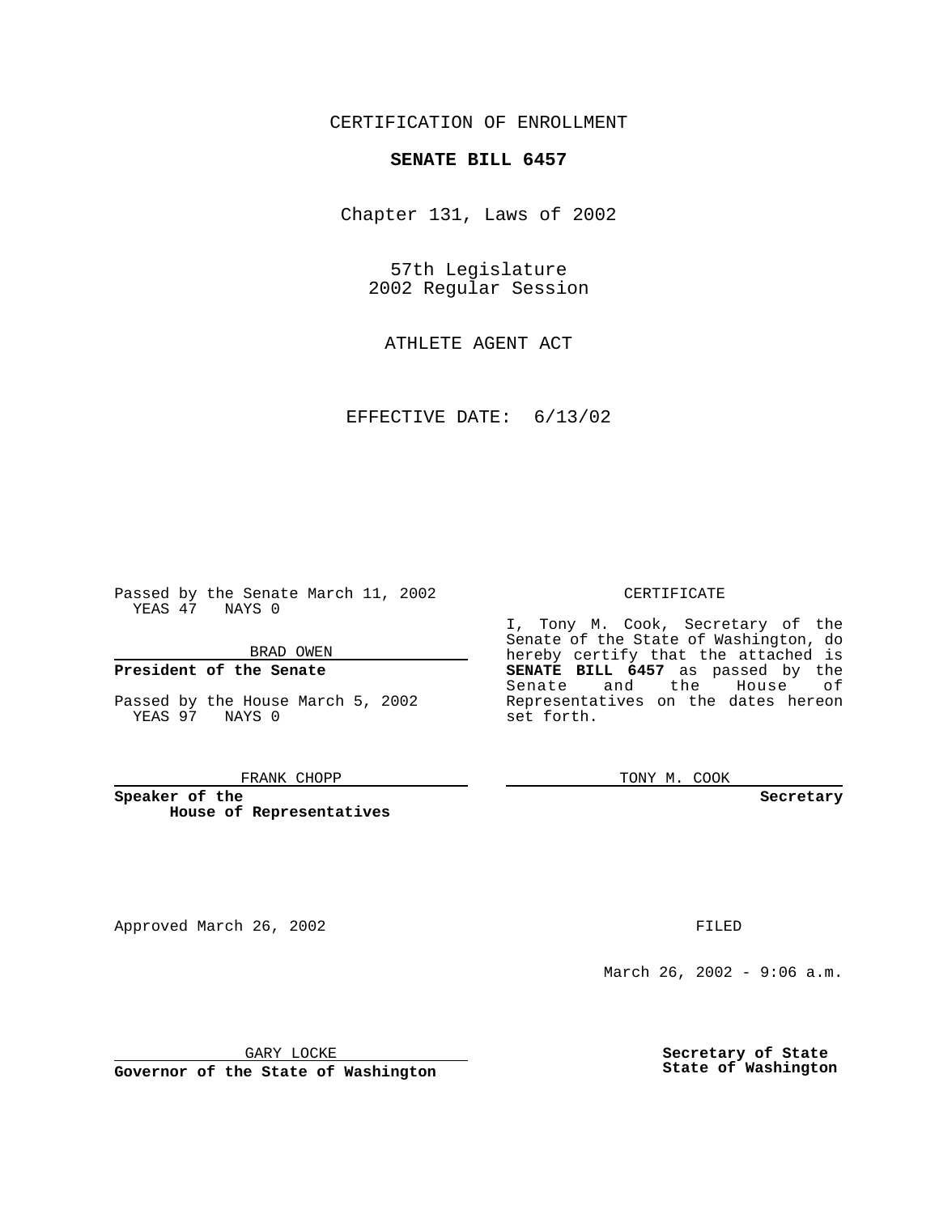CERTIFICATION OF ENROLLMENT

# SENATE BILL 6457

Chapter 131, Laws of 2002

57th Legislature
2002 Regular Session

ATHLETE AGENT ACT

EFFECTIVE DATE: 6/13/02

Passed by the Senate March 11, 2002
YEAS 47 NAYS 0

BRAD OWEN

**President of the Senate**

Passed by the House March 5, 2002
YEAS 97 NAYS 0

FRANK CHOPP

**Speaker of the House of Representatives**

CERTIFICATE

I, Tony M. Cook, Secretary of the Senate of the State of Washington, do hereby certify that the attached is **SENATE BILL 6457** as passed by the Senate and the House of Representatives on the dates hereon set forth.

TONY M. COOK

**Secretary**

Approved March 26, 2002

GARY LOCKE

**Governor of the State of Washington**

FILED

March 26, 2002 - 9:06 a.m.

**Secretary of State**
**State of Washington**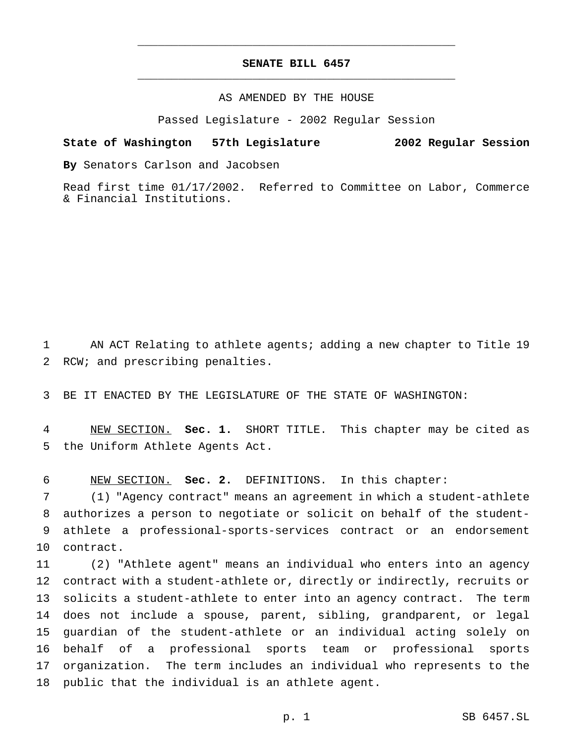# SENATE BILL 6457

AS AMENDED BY THE HOUSE

Passed Legislature - 2002 Regular Session

**State of Washington 57th Legislature 2002 Regular Session**

**By** Senators Carlson and Jacobsen

Read first time 01/17/2002. Referred to Committee on Labor, Commerce & Financial Institutions.

AN ACT Relating to athlete agents; adding a new chapter to Title 19 RCW; and prescribing penalties.

BE IT ENACTED BY THE LEGISLATURE OF THE STATE OF WASHINGTON:

NEW SECTION. **Sec. 1.** SHORT TITLE. This chapter may be cited as the Uniform Athlete Agents Act.

NEW SECTION. **Sec. 2.** DEFINITIONS. In this chapter:

(1) "Agency contract" means an agreement in which a student-athlete authorizes a person to negotiate or solicit on behalf of the student-athlete a professional-sports-services contract or an endorsement contract.

(2) "Athlete agent" means an individual who enters into an agency contract with a student-athlete or, directly or indirectly, recruits or solicits a student-athlete to enter into an agency contract. The term does not include a spouse, parent, sibling, grandparent, or legal guardian of the student-athlete or an individual acting solely on behalf of a professional sports team or professional sports organization. The term includes an individual who represents to the public that the individual is an athlete agent.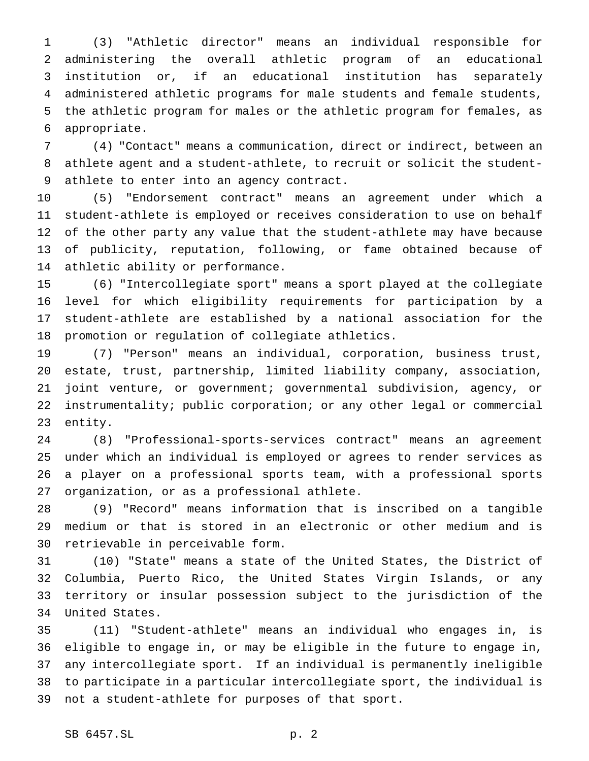(3) "Athletic director" means an individual responsible for administering the overall athletic program of an educational institution or, if an educational institution has separately administered athletic programs for male students and female students, the athletic program for males or the athletic program for females, as appropriate.

(4) "Contact" means a communication, direct or indirect, between an athlete agent and a student-athlete, to recruit or solicit the student-athlete to enter into an agency contract.

(5) "Endorsement contract" means an agreement under which a student-athlete is employed or receives consideration to use on behalf of the other party any value that the student-athlete may have because of publicity, reputation, following, or fame obtained because of athletic ability or performance.

(6) "Intercollegiate sport" means a sport played at the collegiate level for which eligibility requirements for participation by a student-athlete are established by a national association for the promotion or regulation of collegiate athletics.

(7) "Person" means an individual, corporation, business trust, estate, trust, partnership, limited liability company, association, joint venture, or government; governmental subdivision, agency, or instrumentality; public corporation; or any other legal or commercial entity.

(8) "Professional-sports-services contract" means an agreement under which an individual is employed or agrees to render services as a player on a professional sports team, with a professional sports organization, or as a professional athlete.

(9) "Record" means information that is inscribed on a tangible medium or that is stored in an electronic or other medium and is retrievable in perceivable form.

(10) "State" means a state of the United States, the District of Columbia, Puerto Rico, the United States Virgin Islands, or any territory or insular possession subject to the jurisdiction of the United States.

(11) "Student-athlete" means an individual who engages in, is eligible to engage in, or may be eligible in the future to engage in, any intercollegiate sport. If an individual is permanently ineligible to participate in a particular intercollegiate sport, the individual is not a student-athlete for purposes of that sport.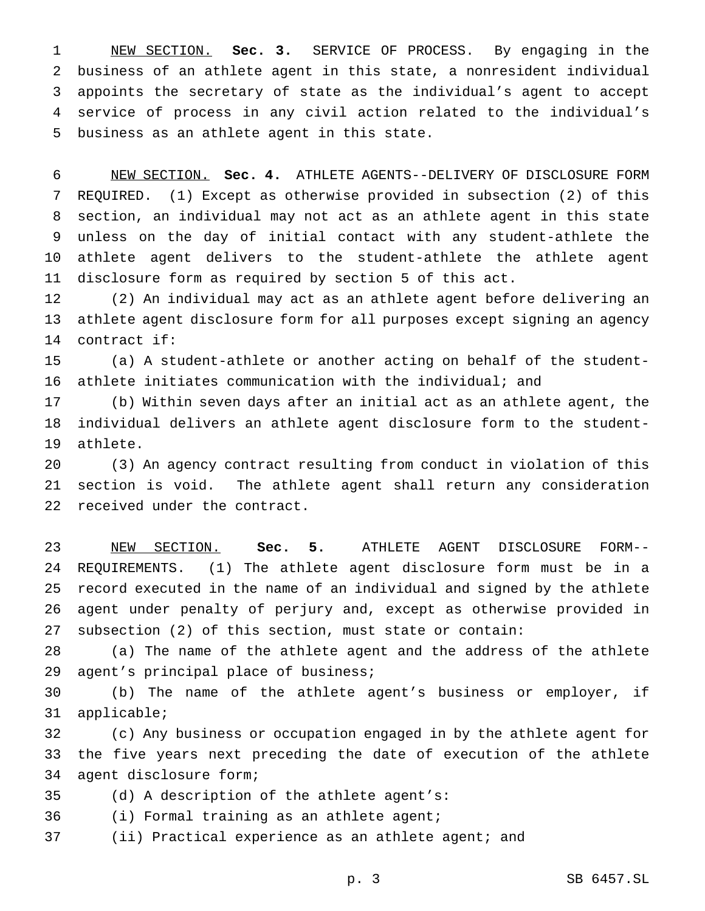NEW SECTION. **Sec. 3.** SERVICE OF PROCESS. By engaging in the business of an athlete agent in this state, a nonresident individual appoints the secretary of state as the individual's agent to accept service of process in any civil action related to the individual's business as an athlete agent in this state.

NEW SECTION. **Sec. 4.** ATHLETE AGENTS--DELIVERY OF DISCLOSURE FORM REQUIRED. (1) Except as otherwise provided in subsection (2) of this section, an individual may not act as an athlete agent in this state unless on the day of initial contact with any student-athlete the athlete agent delivers to the student-athlete the athlete agent disclosure form as required by section 5 of this act.

(2) An individual may act as an athlete agent before delivering an athlete agent disclosure form for all purposes except signing an agency contract if:

(a) A student-athlete or another acting on behalf of the student-athlete initiates communication with the individual; and

(b) Within seven days after an initial act as an athlete agent, the individual delivers an athlete agent disclosure form to the student-athlete.

(3) An agency contract resulting from conduct in violation of this section is void. The athlete agent shall return any consideration received under the contract.

NEW SECTION. **Sec. 5.** ATHLETE AGENT DISCLOSURE FORM--REQUIREMENTS. (1) The athlete agent disclosure form must be in a record executed in the name of an individual and signed by the athlete agent under penalty of perjury and, except as otherwise provided in subsection (2) of this section, must state or contain:

(a) The name of the athlete agent and the address of the athlete agent's principal place of business;

(b) The name of the athlete agent's business or employer, if applicable;

(c) Any business or occupation engaged in by the athlete agent for the five years next preceding the date of execution of the athlete agent disclosure form;

(d) A description of the athlete agent's:

(i) Formal training as an athlete agent;

(ii) Practical experience as an athlete agent; and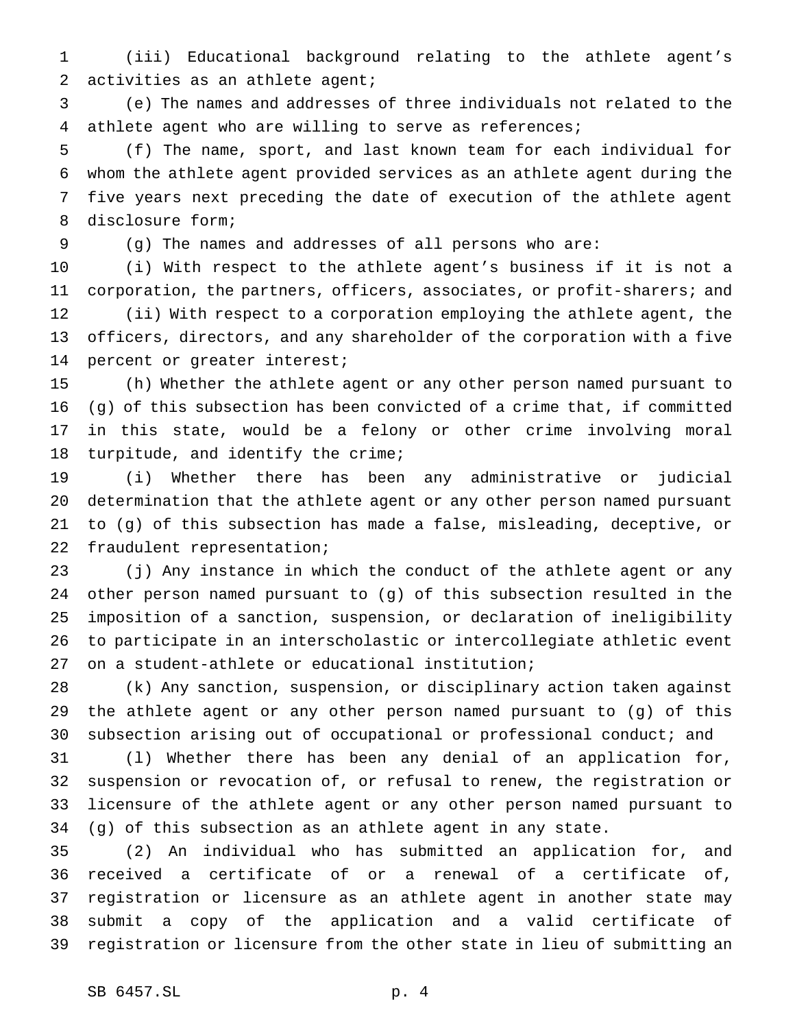(iii) Educational background relating to the athlete agent's activities as an athlete agent;

(e) The names and addresses of three individuals not related to the athlete agent who are willing to serve as references;

(f) The name, sport, and last known team for each individual for whom the athlete agent provided services as an athlete agent during the five years next preceding the date of execution of the athlete agent disclosure form;

(g) The names and addresses of all persons who are:

(i) With respect to the athlete agent's business if it is not a corporation, the partners, officers, associates, or profit-sharers; and

(ii) With respect to a corporation employing the athlete agent, the officers, directors, and any shareholder of the corporation with a five percent or greater interest;

(h) Whether the athlete agent or any other person named pursuant to (g) of this subsection has been convicted of a crime that, if committed in this state, would be a felony or other crime involving moral turpitude, and identify the crime;

(i) Whether there has been any administrative or judicial determination that the athlete agent or any other person named pursuant to (g) of this subsection has made a false, misleading, deceptive, or fraudulent representation;

(j) Any instance in which the conduct of the athlete agent or any other person named pursuant to (g) of this subsection resulted in the imposition of a sanction, suspension, or declaration of ineligibility to participate in an interscholastic or intercollegiate athletic event on a student-athlete or educational institution;

(k) Any sanction, suspension, or disciplinary action taken against the athlete agent or any other person named pursuant to (g) of this subsection arising out of occupational or professional conduct; and

(l) Whether there has been any denial of an application for, suspension or revocation of, or refusal to renew, the registration or licensure of the athlete agent or any other person named pursuant to (g) of this subsection as an athlete agent in any state.

(2) An individual who has submitted an application for, and received a certificate of or a renewal of a certificate of, registration or licensure as an athlete agent in another state may submit a copy of the application and a valid certificate of registration or licensure from the other state in lieu of submitting an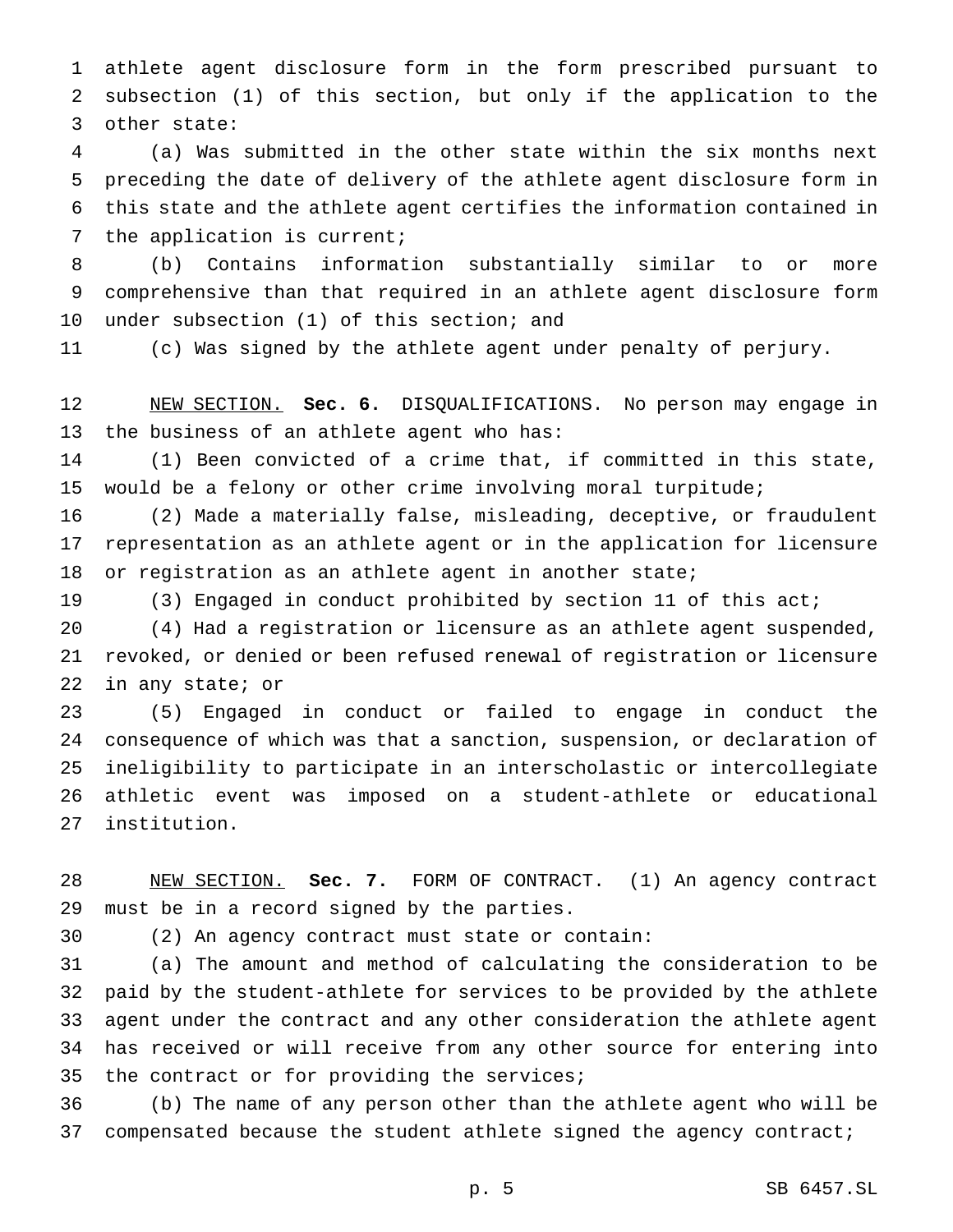athlete agent disclosure form in the form prescribed pursuant to subsection (1) of this section, but only if the application to the other state:

(a) Was submitted in the other state within the six months next preceding the date of delivery of the athlete agent disclosure form in this state and the athlete agent certifies the information contained in the application is current;

(b) Contains information substantially similar to or more comprehensive than that required in an athlete agent disclosure form under subsection (1) of this section; and

(c) Was signed by the athlete agent under penalty of perjury.

NEW SECTION. **Sec. 6.** DISQUALIFICATIONS. No person may engage in the business of an athlete agent who has:

(1) Been convicted of a crime that, if committed in this state, would be a felony or other crime involving moral turpitude;

(2) Made a materially false, misleading, deceptive, or fraudulent representation as an athlete agent or in the application for licensure or registration as an athlete agent in another state;

(3) Engaged in conduct prohibited by section 11 of this act;

(4) Had a registration or licensure as an athlete agent suspended, revoked, or denied or been refused renewal of registration or licensure in any state; or

(5) Engaged in conduct or failed to engage in conduct the consequence of which was that a sanction, suspension, or declaration of ineligibility to participate in an interscholastic or intercollegiate athletic event was imposed on a student-athlete or educational institution.

NEW SECTION. **Sec. 7.** FORM OF CONTRACT. (1) An agency contract must be in a record signed by the parties.

(2) An agency contract must state or contain:

(a) The amount and method of calculating the consideration to be paid by the student-athlete for services to be provided by the athlete agent under the contract and any other consideration the athlete agent has received or will receive from any other source for entering into the contract or for providing the services;

(b) The name of any person other than the athlete agent who will be compensated because the student athlete signed the agency contract;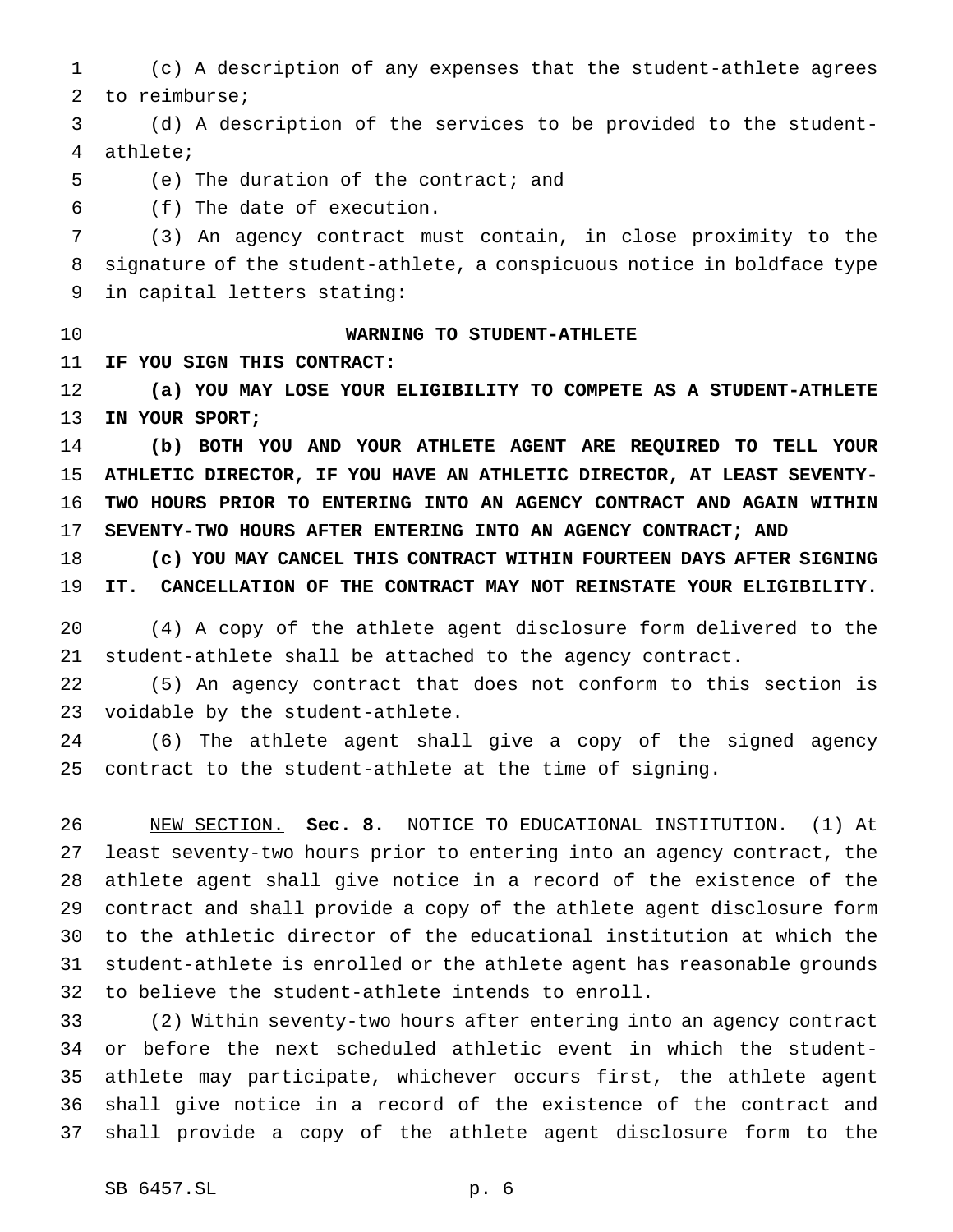(c) A description of any expenses that the student-athlete agrees to reimburse;

(d) A description of the services to be provided to the student-athlete;

(e) The duration of the contract; and

(f) The date of execution.

(3) An agency contract must contain, in close proximity to the signature of the student-athlete, a conspicuous notice in boldface type in capital letters stating:

**WARNING TO STUDENT-ATHLETE**

**IF YOU SIGN THIS CONTRACT:**

**(a) YOU MAY LOSE YOUR ELIGIBILITY TO COMPETE AS A STUDENT-ATHLETE IN YOUR SPORT;**

**(b) BOTH YOU AND YOUR ATHLETE AGENT ARE REQUIRED TO TELL YOUR ATHLETIC DIRECTOR, IF YOU HAVE AN ATHLETIC DIRECTOR, AT LEAST SEVENTY-TWO HOURS PRIOR TO ENTERING INTO AN AGENCY CONTRACT AND AGAIN WITHIN SEVENTY-TWO HOURS AFTER ENTERING INTO AN AGENCY CONTRACT; AND**

**(c) YOU MAY CANCEL THIS CONTRACT WITHIN FOURTEEN DAYS AFTER SIGNING IT. CANCELLATION OF THE CONTRACT MAY NOT REINSTATE YOUR ELIGIBILITY.**

(4) A copy of the athlete agent disclosure form delivered to the student-athlete shall be attached to the agency contract.

(5) An agency contract that does not conform to this section is voidable by the student-athlete.

(6) The athlete agent shall give a copy of the signed agency contract to the student-athlete at the time of signing.

NEW SECTION. **Sec. 8.** NOTICE TO EDUCATIONAL INSTITUTION. (1) At least seventy-two hours prior to entering into an agency contract, the athlete agent shall give notice in a record of the existence of the contract and shall provide a copy of the athlete agent disclosure form to the athletic director of the educational institution at which the student-athlete is enrolled or the athlete agent has reasonable grounds to believe the student-athlete intends to enroll.

(2) Within seventy-two hours after entering into an agency contract or before the next scheduled athletic event in which the student-athlete may participate, whichever occurs first, the athlete agent shall give notice in a record of the existence of the contract and shall provide a copy of the athlete agent disclosure form to the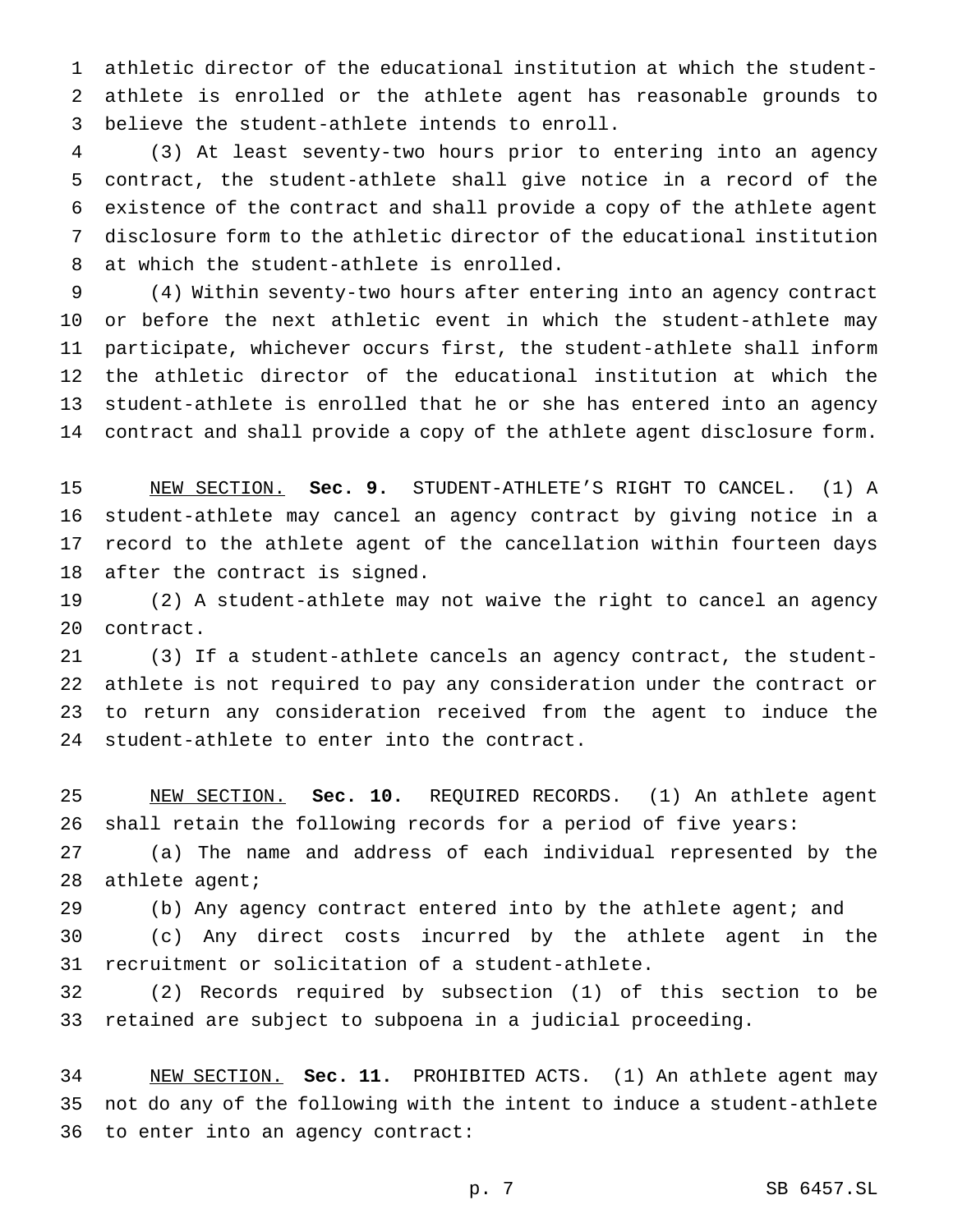athletic director of the educational institution at which the student-athlete is enrolled or the athlete agent has reasonable grounds to believe the student-athlete intends to enroll.

(3) At least seventy-two hours prior to entering into an agency contract, the student-athlete shall give notice in a record of the existence of the contract and shall provide a copy of the athlete agent disclosure form to the athletic director of the educational institution at which the student-athlete is enrolled.

(4) Within seventy-two hours after entering into an agency contract or before the next athletic event in which the student-athlete may participate, whichever occurs first, the student-athlete shall inform the athletic director of the educational institution at which the student-athlete is enrolled that he or she has entered into an agency contract and shall provide a copy of the athlete agent disclosure form.

NEW SECTION. **Sec. 9.** STUDENT-ATHLETE'S RIGHT TO CANCEL. (1) A student-athlete may cancel an agency contract by giving notice in a record to the athlete agent of the cancellation within fourteen days after the contract is signed.

(2) A student-athlete may not waive the right to cancel an agency contract.

(3) If a student-athlete cancels an agency contract, the student-athlete is not required to pay any consideration under the contract or to return any consideration received from the agent to induce the student-athlete to enter into the contract.

NEW SECTION. **Sec. 10.** REQUIRED RECORDS. (1) An athlete agent shall retain the following records for a period of five years:

(a) The name and address of each individual represented by the athlete agent;

(b) Any agency contract entered into by the athlete agent; and

(c) Any direct costs incurred by the athlete agent in the recruitment or solicitation of a student-athlete.

(2) Records required by subsection (1) of this section to be retained are subject to subpoena in a judicial proceeding.

NEW SECTION. **Sec. 11.** PROHIBITED ACTS. (1) An athlete agent may not do any of the following with the intent to induce a student-athlete to enter into an agency contract: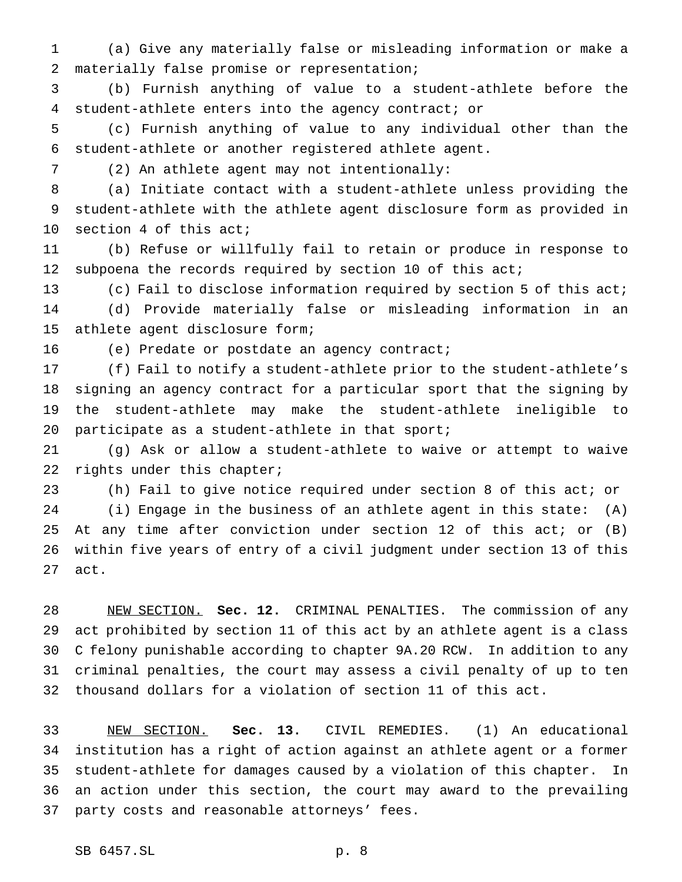(a) Give any materially false or misleading information or make a materially false promise or representation;

(b) Furnish anything of value to a student-athlete before the student-athlete enters into the agency contract; or

(c) Furnish anything of value to any individual other than the student-athlete or another registered athlete agent.

(2) An athlete agent may not intentionally:

(a) Initiate contact with a student-athlete unless providing the student-athlete with the athlete agent disclosure form as provided in section 4 of this act;

(b) Refuse or willfully fail to retain or produce in response to subpoena the records required by section 10 of this act;

(c) Fail to disclose information required by section 5 of this act;

(d) Provide materially false or misleading information in an athlete agent disclosure form;

(e) Predate or postdate an agency contract;

(f) Fail to notify a student-athlete prior to the student-athlete's signing an agency contract for a particular sport that the signing by the student-athlete may make the student-athlete ineligible to participate as a student-athlete in that sport;

(g) Ask or allow a student-athlete to waive or attempt to waive rights under this chapter;

(h) Fail to give notice required under section 8 of this act; or

(i) Engage in the business of an athlete agent in this state: (A) At any time after conviction under section 12 of this act; or (B) within five years of entry of a civil judgment under section 13 of this act.

NEW SECTION. **Sec. 12.** CRIMINAL PENALTIES. The commission of any act prohibited by section 11 of this act by an athlete agent is a class C felony punishable according to chapter 9A.20 RCW. In addition to any criminal penalties, the court may assess a civil penalty of up to ten thousand dollars for a violation of section 11 of this act.

NEW SECTION. **Sec. 13.** CIVIL REMEDIES. (1) An educational institution has a right of action against an athlete agent or a former student-athlete for damages caused by a violation of this chapter. In an action under this section, the court may award to the prevailing party costs and reasonable attorneys' fees.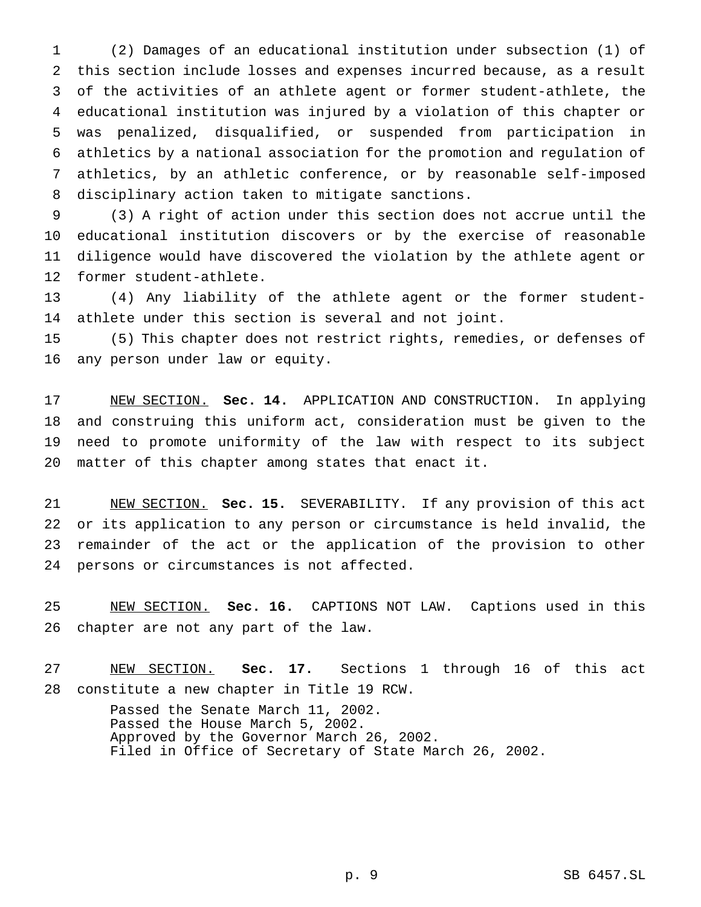(2) Damages of an educational institution under subsection (1) of this section include losses and expenses incurred because, as a result of the activities of an athlete agent or former student-athlete, the educational institution was injured by a violation of this chapter or was penalized, disqualified, or suspended from participation in athletics by a national association for the promotion and regulation of athletics, by an athletic conference, or by reasonable self-imposed disciplinary action taken to mitigate sanctions.

(3) A right of action under this section does not accrue until the educational institution discovers or by the exercise of reasonable diligence would have discovered the violation by the athlete agent or former student-athlete.

(4) Any liability of the athlete agent or the former student-athlete under this section is several and not joint.

(5) This chapter does not restrict rights, remedies, or defenses of any person under law or equity.

NEW SECTION. **Sec. 14.** APPLICATION AND CONSTRUCTION. In applying and construing this uniform act, consideration must be given to the need to promote uniformity of the law with respect to its subject matter of this chapter among states that enact it.

NEW SECTION. **Sec. 15.** SEVERABILITY. If any provision of this act or its application to any person or circumstance is held invalid, the remainder of the act or the application of the provision to other persons or circumstances is not affected.

NEW SECTION. **Sec. 16.** CAPTIONS NOT LAW. Captions used in this chapter are not any part of the law.

NEW SECTION. **Sec. 17.** Sections 1 through 16 of this act constitute a new chapter in Title 19 RCW.

Passed the Senate March 11, 2002.
Passed the House March 5, 2002.
Approved by the Governor March 26, 2002.
Filed in Office of Secretary of State March 26, 2002.